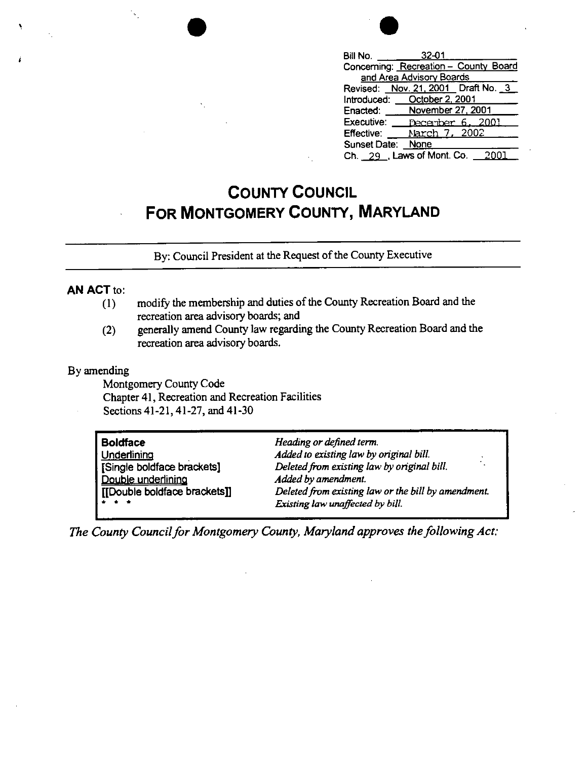Bill No. 32-01
Concerning: Recreation – County Board and Area Advisory Boards
Revised: Nov. 21, 2001 Draft No. 3
Introduced: October 2, 2001
Enacted: November 27, 2001
Executive: December 6, 2001
Effective: March 7, 2002
Sunset Date: None
Ch. 29, Laws of Mont. Co. 2001

# COUNTY COUNCIL
# FOR MONTGOMERY COUNTY, MARYLAND

By: Council President at the Request of the County Executive

**AN ACT** to:

(1) modify the membership and duties of the County Recreation Board and the recreation area advisory boards; and

(2) generally amend County law regarding the County Recreation Board and the recreation area advisory boards.

By amending

Montgomery County Code
Chapter 41, Recreation and Recreation Facilities
Sections 41-21, 41-27, and 41-30

| | |
|---|---|
| **Boldface** | *Heading or defined term.* |
| Underlining | *Added to existing law by original bill.* |
| [Single boldface brackets] | *Deleted from existing law by original bill.* |
| Double underlining | *Added by amendment.* |
| [[Double boldface brackets]] | *Deleted from existing law or the bill by amendment.* |
| * * * | *Existing law unaffected by bill.* |

*The County Council for Montgomery County, Maryland approves the following Act:*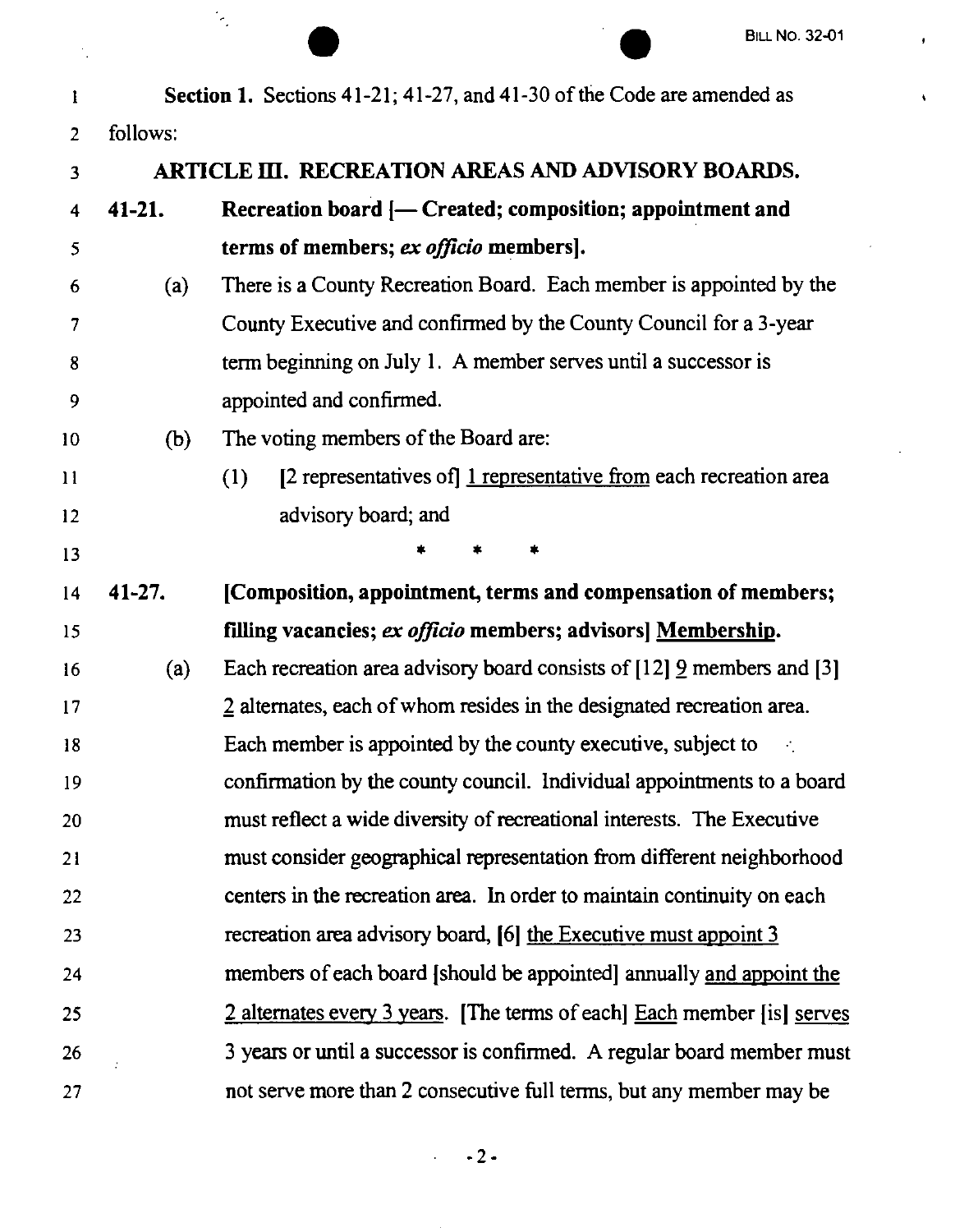**Section 1.** Sections 41-21; 41-27, and 41-30 of the Code are amended as follows:

**ARTICLE III. RECREATION AREAS AND ADVISORY BOARDS.**

**41-21. Recreation board [— Created; composition; appointment and terms of members; *ex officio* members].**

(a) There is a County Recreation Board. Each member is appointed by the County Executive and confirmed by the County Council for a 3-year term beginning on July 1. A member serves until a successor is appointed and confirmed.

(b) The voting members of the Board are:

(1) [2 representatives of] <u>1 representative from</u> each recreation area advisory board; and

\* \* \*

**41-27. [Composition, appointment, terms and compensation of members; filling vacancies; *ex officio* members; advisors] <u>Membership</u>.**

(a) Each recreation area advisory board consists of [12] <u>9</u> members and [3] <u>2</u> alternates, each of whom resides in the designated recreation area. Each member is appointed by the county executive, subject to confirmation by the county council. Individual appointments to a board must reflect a wide diversity of recreational interests. The Executive must consider geographical representation from different neighborhood centers in the recreation area. In order to maintain continuity on each recreation area advisory board, [6] <u>the Executive must appoint 3</u> members of each board [should be appointed] annually <u>and appoint the 2 alternates every 3 years</u>. [The terms of each] <u>Each</u> member [is] <u>serves</u> 3 years or until a successor is confirmed. A regular board member must not serve more than 2 consecutive full terms, but any member may be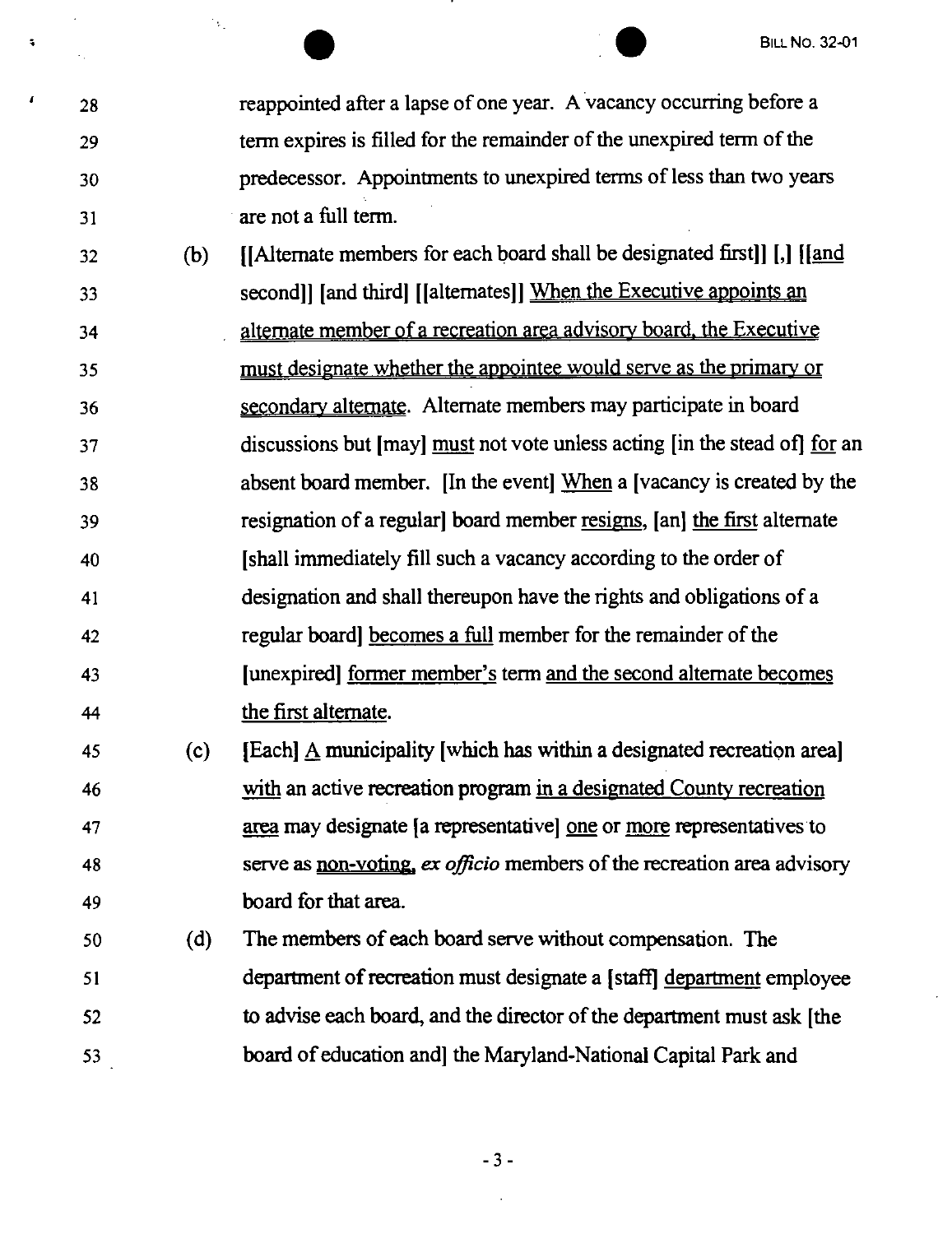28 reappointed after a lapse of one year. A vacancy occurring before a
29 term expires is filled for the remainder of the unexpired term of the
30 predecessor. Appointments to unexpired terms of less than two years
31 are not a full term.

32 (b) [[Alternate members for each board shall be designated first]] [,] [[and
33 second]] [and third] [[alternates]] When the Executive appoints an
34 alternate member of a recreation area advisory board, the Executive
35 must designate whether the appointee would serve as the primary or
36 secondary alternate. Alternate members may participate in board
37 discussions but [may] must not vote unless acting [in the stead of] for an
38 absent board member. [In the event] When a [vacancy is created by the
39 resignation of a regular] board member resigns, [an] the first alternate
40 [shall immediately fill such a vacancy according to the order of
41 designation and shall thereupon have the rights and obligations of a
42 regular board] becomes a full member for the remainder of the
43 [unexpired] former member's term and the second alternate becomes
44 the first alternate.

45 (c) [Each] A municipality [which has within a designated recreation area]
46 with an active recreation program in a designated County recreation
47 area may designate [a representative] one or more representatives to
48 serve as non-voting, *ex officio* members of the recreation area advisory
49 board for that area.

50 (d) The members of each board serve without compensation. The
51 department of recreation must designate a [staff] department employee
52 to advise each board, and the director of the department must ask [the
53 board of education and] the Maryland-National Capital Park and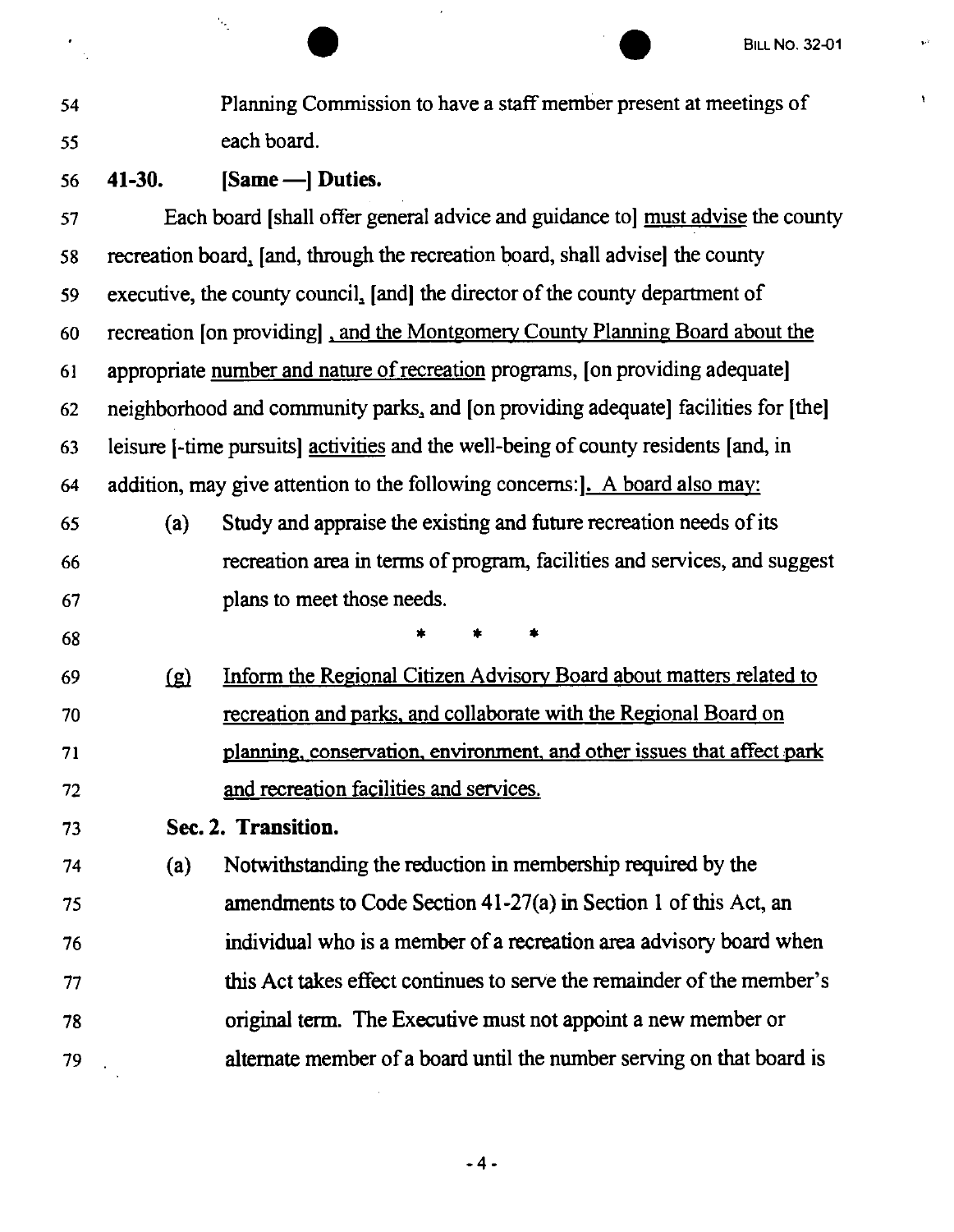Planning Commission to have a staff member present at meetings of each board.

**41-30. [Same —] Duties.**

Each board [shall offer general advice and guidance to] must advise the county recreation board, [and, through the recreation board, shall advise] the county executive, the county council, [and] the director of the county department of recreation [on providing] , and the Montgomery County Planning Board about the appropriate number and nature of recreation programs, [on providing adequate] neighborhood and community parks, and [on providing adequate] facilities for [the] leisure [-time pursuits] activities and the well-being of county residents [and, in addition, may give attention to the following concerns:]. A board also may:

(a) Study and appraise the existing and future recreation needs of its recreation area in terms of program, facilities and services, and suggest plans to meet those needs.

\* \* \*

(g) Inform the Regional Citizen Advisory Board about matters related to recreation and parks, and collaborate with the Regional Board on planning, conservation, environment, and other issues that affect park and recreation facilities and services.

**Sec. 2. Transition.**

(a) Notwithstanding the reduction in membership required by the amendments to Code Section 41-27(a) in Section 1 of this Act, an individual who is a member of a recreation area advisory board when this Act takes effect continues to serve the remainder of the member's original term. The Executive must not appoint a new member or alternate member of a board until the number serving on that board is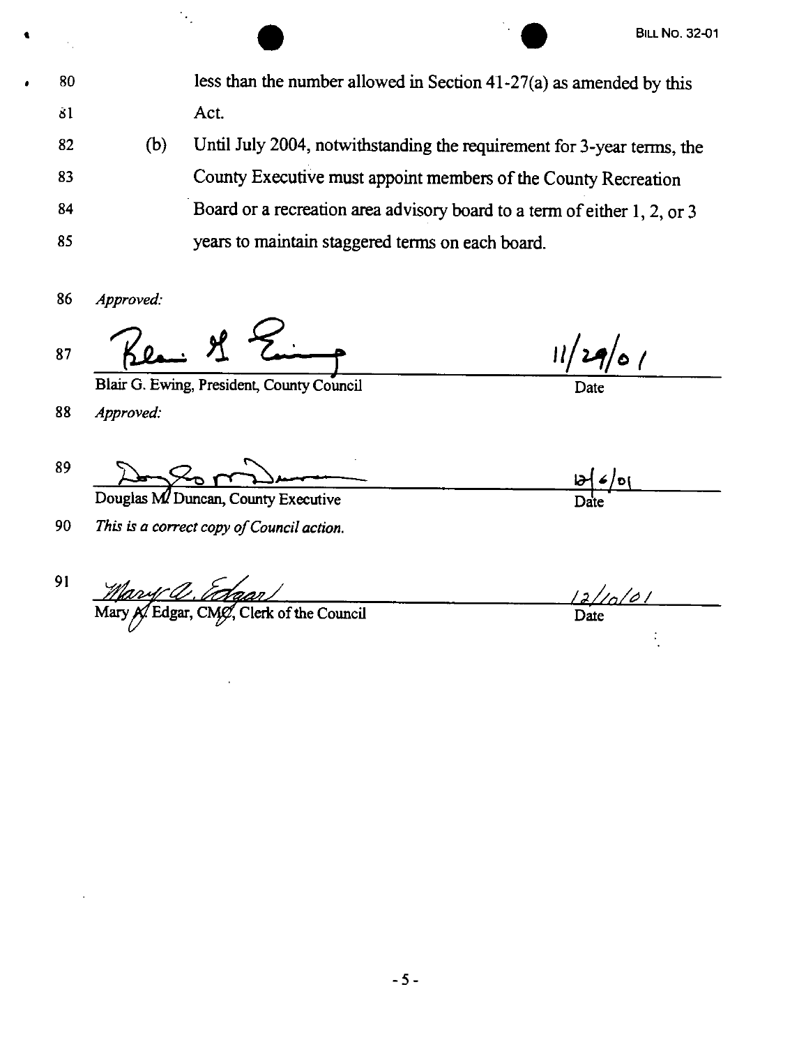less than the number allowed in Section 41-27(a) as amended by this Act.

(b) Until July 2004, notwithstanding the requirement for 3-year terms, the County Executive must appoint members of the County Recreation Board or a recreation area advisory board to a term of either 1, 2, or 3 years to maintain staggered terms on each board.

*Approved:*

Blair G. Ewing, President, County Council — Date: 11/29/01

*Approved:*

Douglas M. Duncan, County Executive — Date: 12/6/01

*This is a correct copy of Council action.*

Mary A. Edgar, CMC, Clerk of the Council — Date: 12/10/01